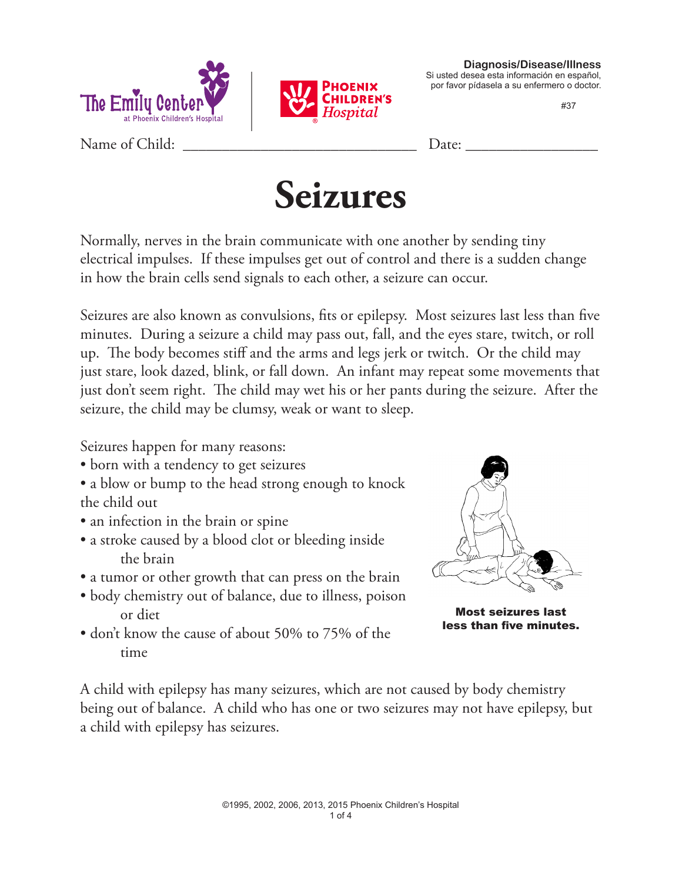**Diagnosis/Disease/Illness**
Si usted desea esta información en español, por favor pídasela a su enfermero o doctor.

#37

Name of Child: ______________________________ Date: _______________

# Seizures

Normally, nerves in the brain communicate with one another by sending tiny electrical impulses. If these impulses get out of control and there is a sudden change in how the brain cells send signals to each other, a seizure can occur.

Seizures are also known as convulsions, fits or epilepsy. Most seizures last less than five minutes. During a seizure a child may pass out, fall, and the eyes stare, twitch, or roll up. The body becomes stiff and the arms and legs jerk or twitch. Or the child may just stare, look dazed, blink, or fall down. An infant may repeat some movements that just don't seem right. The child may wet his or her pants during the seizure. After the seizure, the child may be clumsy, weak or want to sleep.

Seizures happen for many reasons:

- born with a tendency to get seizures
- a blow or bump to the head strong enough to knock the child out
- an infection in the brain or spine
- a stroke caused by a blood clot or bleeding inside the brain
- a tumor or other growth that can press on the brain
- body chemistry out of balance, due to illness, poison or diet
- don't know the cause of about 50% to 75% of the time

**Most seizures last less than five minutes.**

A child with epilepsy has many seizures, which are not caused by body chemistry being out of balance. A child who has one or two seizures may not have epilepsy, but a child with epilepsy has seizures.

©1995, 2002, 2006, 2013, 2015 Phoenix Children's Hospital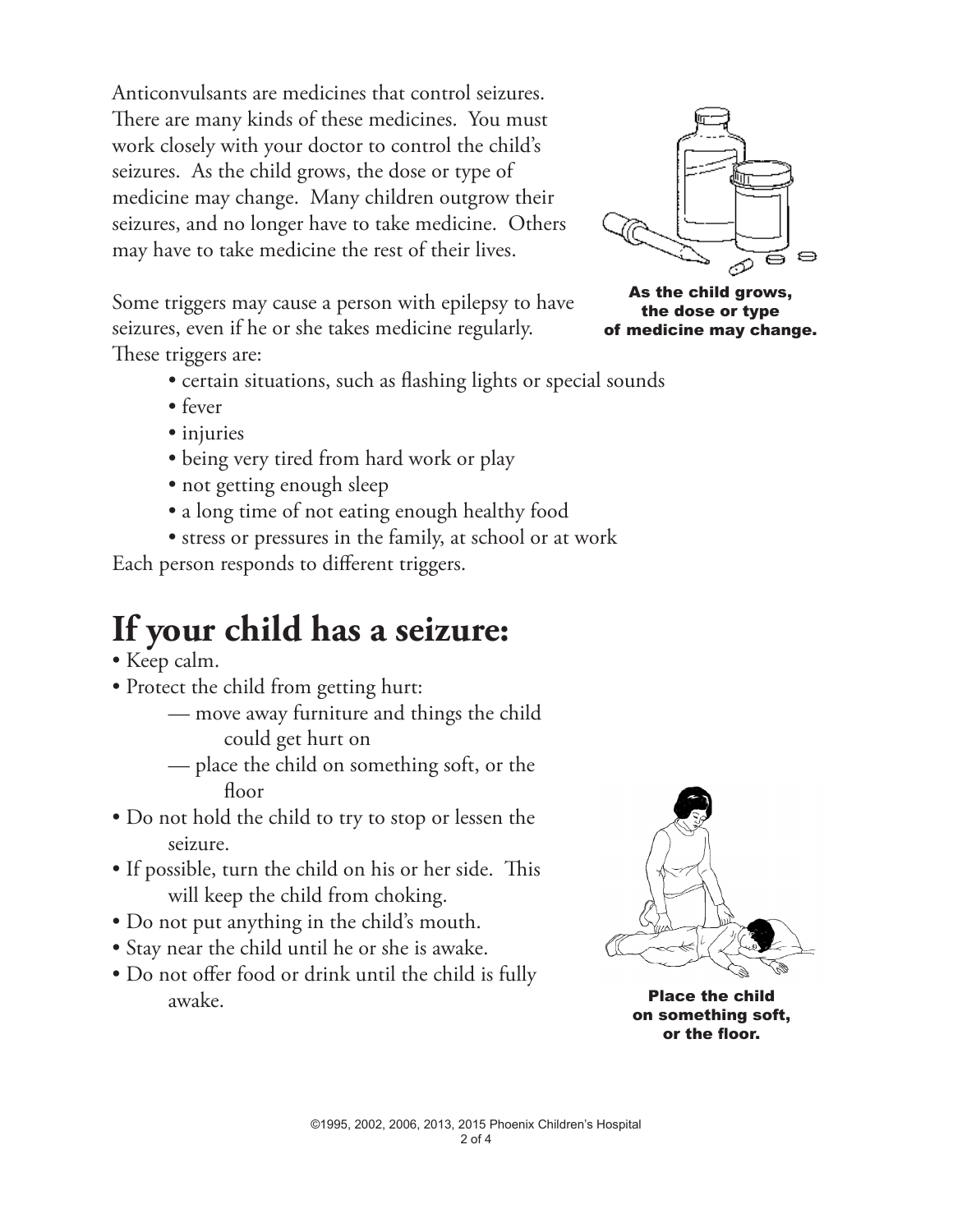Anticonvulsants are medicines that control seizures. There are many kinds of these medicines. You must work closely with your doctor to control the child's seizures. As the child grows, the dose or type of medicine may change. Many children outgrow their seizures, and no longer have to take medicine. Others may have to take medicine the rest of their lives.

**As the child grows, the dose or type of medicine may change.**

Some triggers may cause a person with epilepsy to have seizures, even if he or she takes medicine regularly. These triggers are:

- certain situations, such as flashing lights or special sounds
- fever
- injuries
- being very tired from hard work or play
- not getting enough sleep
- a long time of not eating enough healthy food
- stress or pressures in the family, at school or at work

Each person responds to different triggers.

# If your child has a seizure:

- Keep calm.
- Protect the child from getting hurt:
  - — move away furniture and things the child could get hurt on
  - — place the child on something soft, or the floor
- Do not hold the child to try to stop or lessen the seizure.
- If possible, turn the child on his or her side. This will keep the child from choking.
- Do not put anything in the child's mouth.
- Stay near the child until he or she is awake.
- Do not offer food or drink until the child is fully awake.

**Place the child on something soft, or the floor.**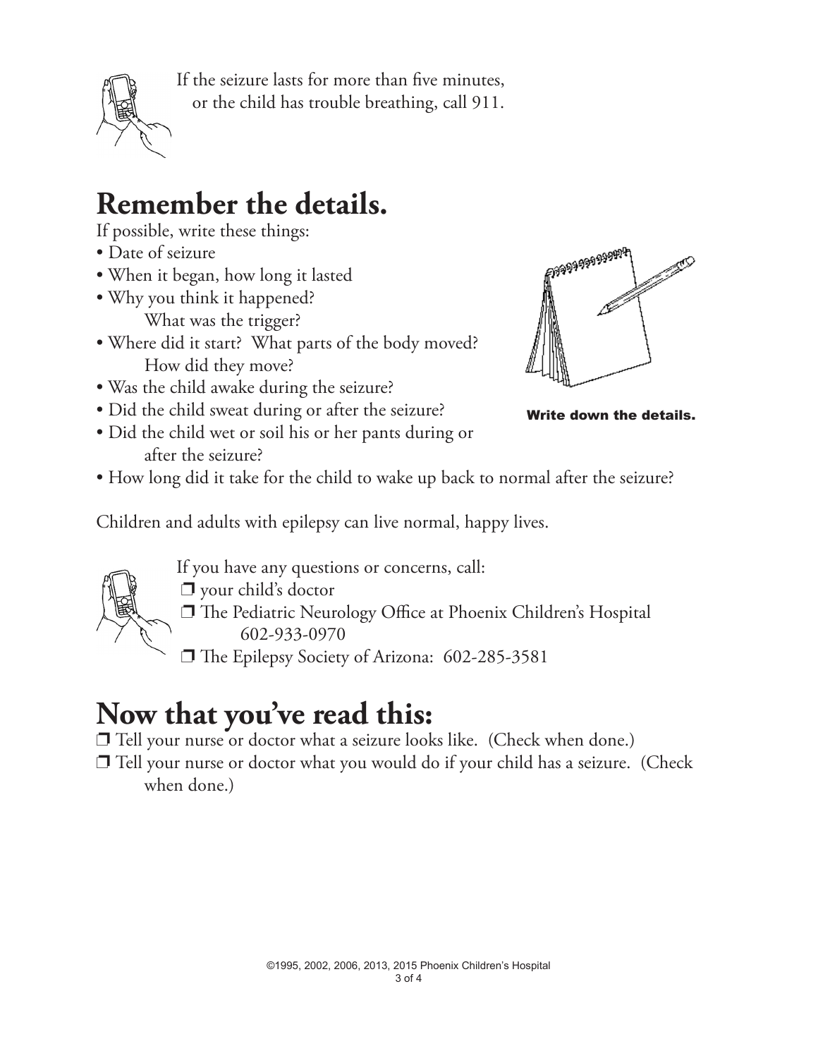If the seizure lasts for more than five minutes, or the child has trouble breathing, call 911.

# Remember the details.

If possible, write these things:

- Date of seizure
- When it began, how long it lasted
- Why you think it happened? What was the trigger?
- Where did it start? What parts of the body moved? How did they move?
- Was the child awake during the seizure?
- Did the child sweat during or after the seizure?
- Did the child wet or soil his or her pants during or after the seizure?
- How long did it take for the child to wake up back to normal after the seizure?

**Write down the details.**

Children and adults with epilepsy can live normal, happy lives.

If you have any questions or concerns, call:

❐ your child's doctor

❐ The Pediatric Neurology Office at Phoenix Children's Hospital 602-933-0970

❐ The Epilepsy Society of Arizona: 602-285-3581

# Now that you've read this:

❐ Tell your nurse or doctor what a seizure looks like. (Check when done.)

❐ Tell your nurse or doctor what you would do if your child has a seizure. (Check when done.)

©1995, 2002, 2006, 2013, 2015 Phoenix Children's Hospital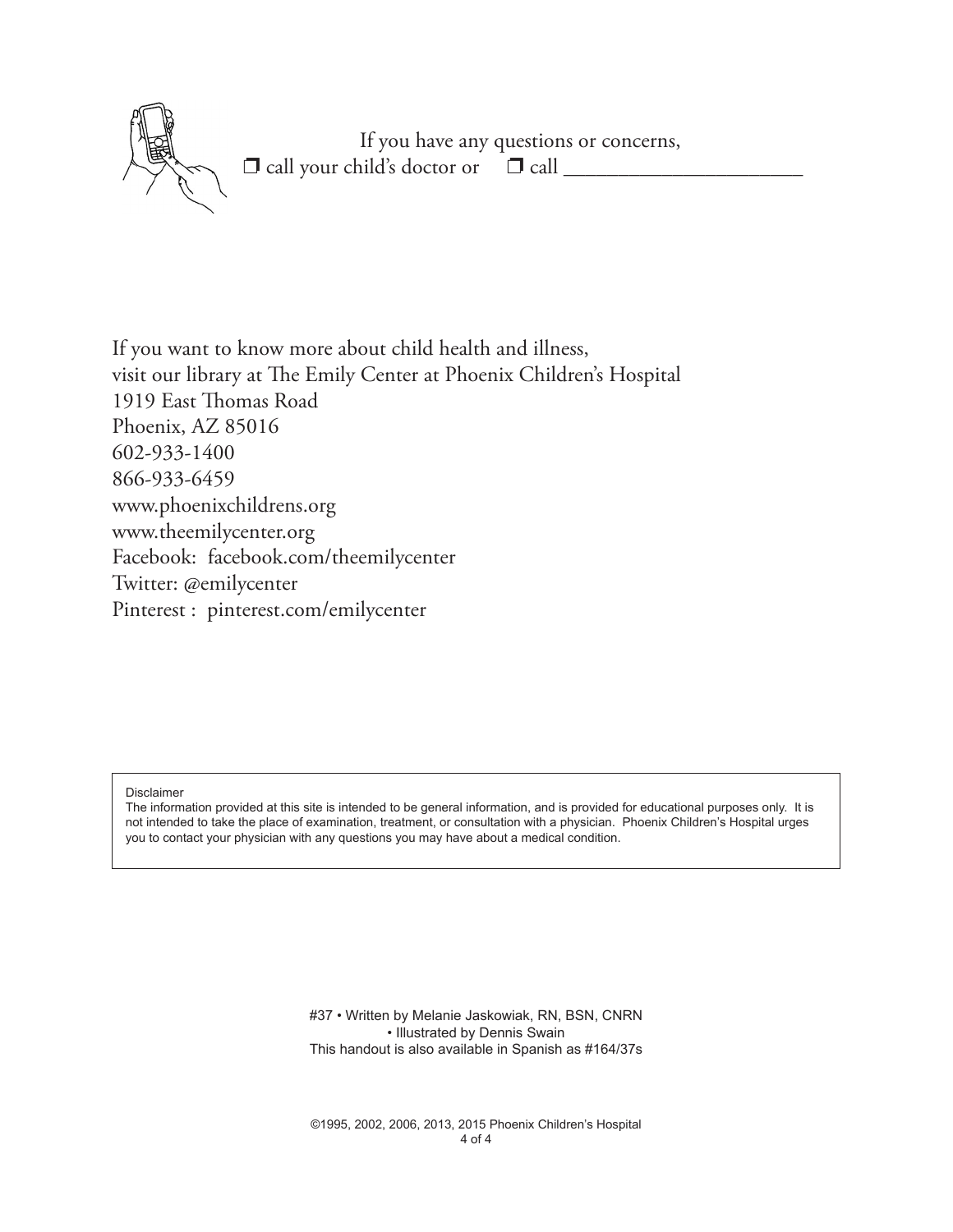If you have any questions or concerns,

❒ call your child's doctor or ❒ call _______________________

If you want to know more about child health and illness,
visit our library at The Emily Center at Phoenix Children's Hospital
1919 East Thomas Road
Phoenix, AZ 85016
602-933-1400
866-933-6459
www.phoenixchildrens.org
www.theemilycenter.org
Facebook: facebook.com/theemilycenter
Twitter: @emilycenter
Pinterest : pinterest.com/emilycenter

Disclaimer
The information provided at this site is intended to be general information, and is provided for educational purposes only. It is not intended to take the place of examination, treatment, or consultation with a physician. Phoenix Children's Hospital urges you to contact your physician with any questions you may have about a medical condition.

#37 • Written by Melanie Jaskowiak, RN, BSN, CNRN
• Illustrated by Dennis Swain
This handout is also available in Spanish as #164/37s

©1995, 2002, 2006, 2013, 2015 Phoenix Children's Hospital